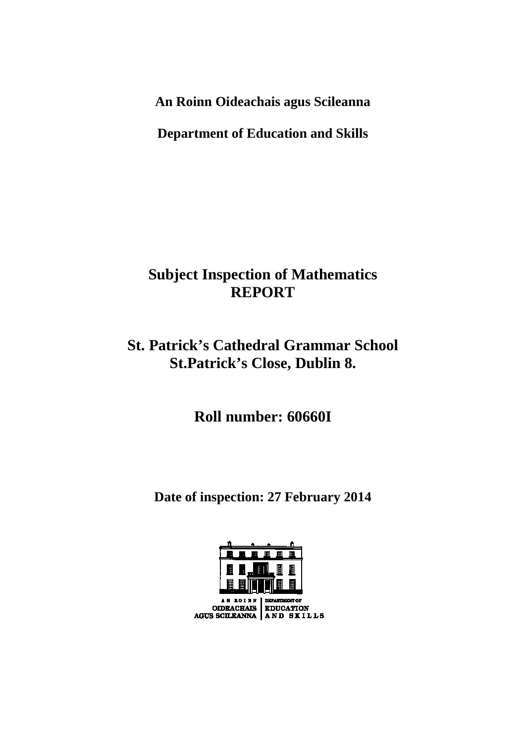**An Roinn Oideachais agus Scileanna**

**Department of Education and Skills**

# Subject Inspection of Mathematics
# REPORT

## St. Patrick's Cathedral Grammar School
## St.Patrick's Close, Dublin 8.

## Roll number: 60660I

**Date of inspection: 27 February 2014**

AN ROINN OIDEACHAIS AGUS SCILEANNA | DEPARTMENT OF EDUCATION AND SKILLS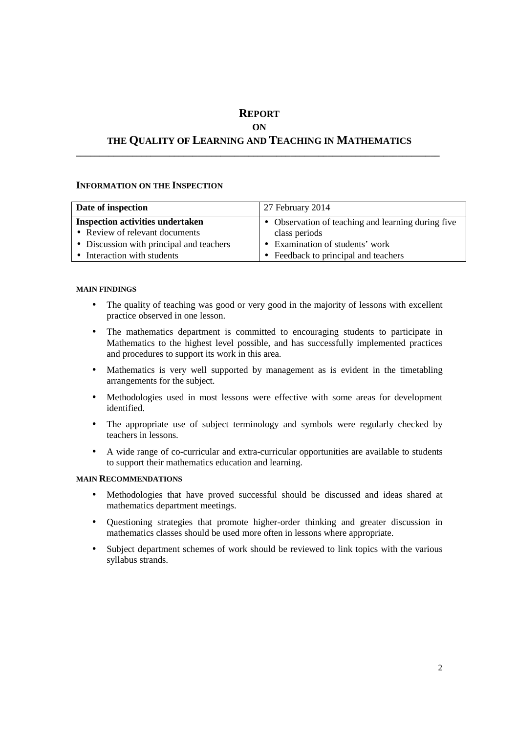# REPORT
## ON
# THE QUALITY OF LEARNING AND TEACHING IN MATHEMATICS

---

### INFORMATION ON THE INSPECTION

| | |
|---|---|
| **Date of inspection** | 27 February 2014 |
| **Inspection activities undertaken**<br>• Review of relevant documents<br>• Discussion with principal and teachers<br>• Interaction with students | • Observation of teaching and learning during five class periods<br>• Examination of students' work<br>• Feedback to principal and teachers |

#### MAIN FINDINGS

- The quality of teaching was good or very good in the majority of lessons with excellent practice observed in one lesson.
- The mathematics department is committed to encouraging students to participate in Mathematics to the highest level possible, and has successfully implemented practices and procedures to support its work in this area.
- Mathematics is very well supported by management as is evident in the timetabling arrangements for the subject.
- Methodologies used in most lessons were effective with some areas for development identified.
- The appropriate use of subject terminology and symbols were regularly checked by teachers in lessons.
- A wide range of co-curricular and extra-curricular opportunities are available to students to support their mathematics education and learning.

#### MAIN RECOMMENDATIONS

- Methodologies that have proved successful should be discussed and ideas shared at mathematics department meetings.
- Questioning strategies that promote higher-order thinking and greater discussion in mathematics classes should be used more often in lessons where appropriate.
- Subject department schemes of work should be reviewed to link topics with the various syllabus strands.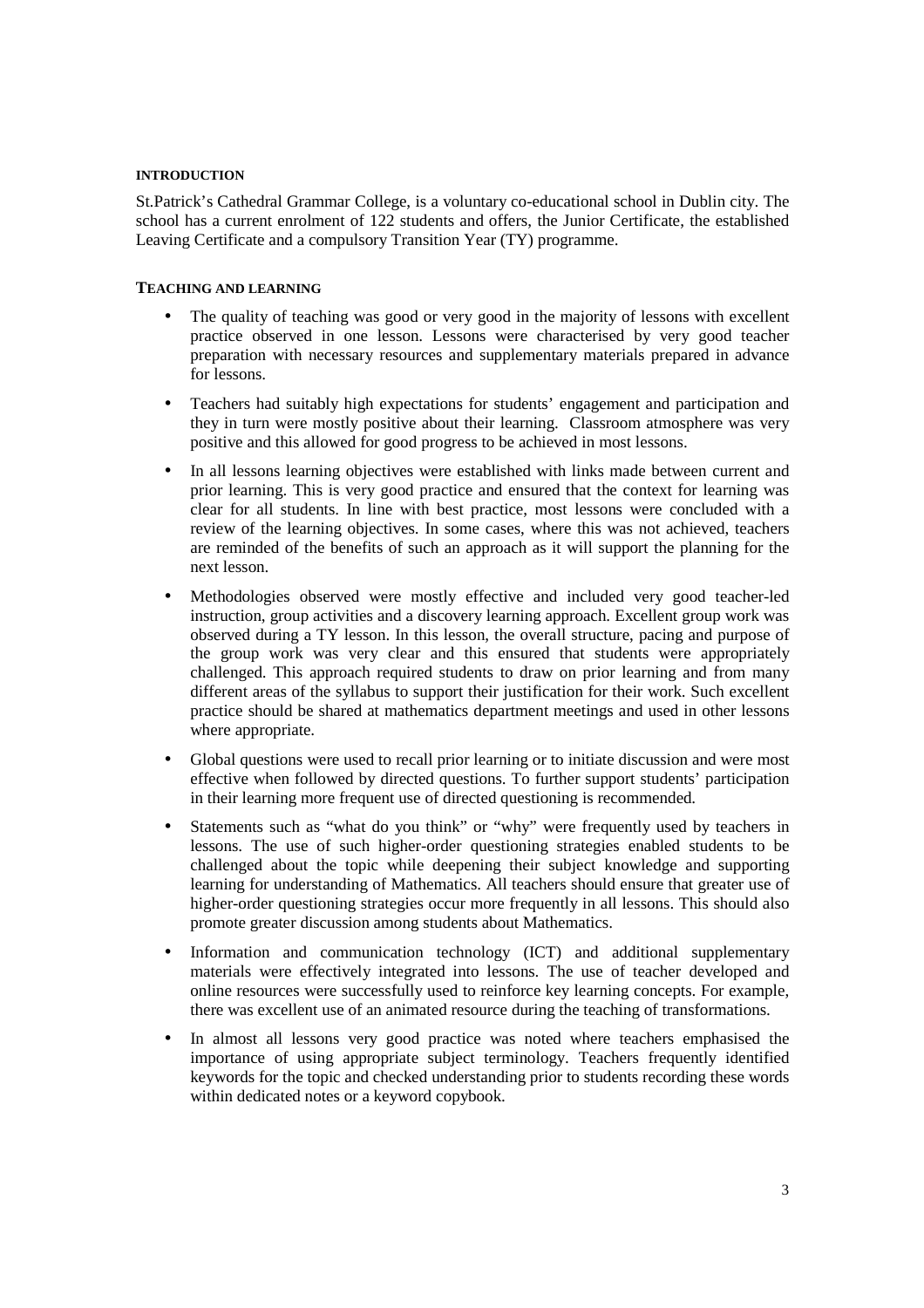#### INTRODUCTION

St.Patrick's Cathedral Grammar College, is a voluntary co-educational school in Dublin city. The school has a current enrolment of 122 students and offers, the Junior Certificate, the established Leaving Certificate and a compulsory Transition Year (TY) programme.

#### TEACHING AND LEARNING

- The quality of teaching was good or very good in the majority of lessons with excellent practice observed in one lesson. Lessons were characterised by very good teacher preparation with necessary resources and supplementary materials prepared in advance for lessons.
- Teachers had suitably high expectations for students' engagement and participation and they in turn were mostly positive about their learning. Classroom atmosphere was very positive and this allowed for good progress to be achieved in most lessons.
- In all lessons learning objectives were established with links made between current and prior learning. This is very good practice and ensured that the context for learning was clear for all students. In line with best practice, most lessons were concluded with a review of the learning objectives. In some cases, where this was not achieved, teachers are reminded of the benefits of such an approach as it will support the planning for the next lesson.
- Methodologies observed were mostly effective and included very good teacher-led instruction, group activities and a discovery learning approach. Excellent group work was observed during a TY lesson. In this lesson, the overall structure, pacing and purpose of the group work was very clear and this ensured that students were appropriately challenged. This approach required students to draw on prior learning and from many different areas of the syllabus to support their justification for their work. Such excellent practice should be shared at mathematics department meetings and used in other lessons where appropriate.
- Global questions were used to recall prior learning or to initiate discussion and were most effective when followed by directed questions. To further support students' participation in their learning more frequent use of directed questioning is recommended.
- Statements such as "what do you think" or "why" were frequently used by teachers in lessons. The use of such higher-order questioning strategies enabled students to be challenged about the topic while deepening their subject knowledge and supporting learning for understanding of Mathematics. All teachers should ensure that greater use of higher-order questioning strategies occur more frequently in all lessons. This should also promote greater discussion among students about Mathematics.
- Information and communication technology (ICT) and additional supplementary materials were effectively integrated into lessons. The use of teacher developed and online resources were successfully used to reinforce key learning concepts. For example, there was excellent use of an animated resource during the teaching of transformations.
- In almost all lessons very good practice was noted where teachers emphasised the importance of using appropriate subject terminology. Teachers frequently identified keywords for the topic and checked understanding prior to students recording these words within dedicated notes or a keyword copybook.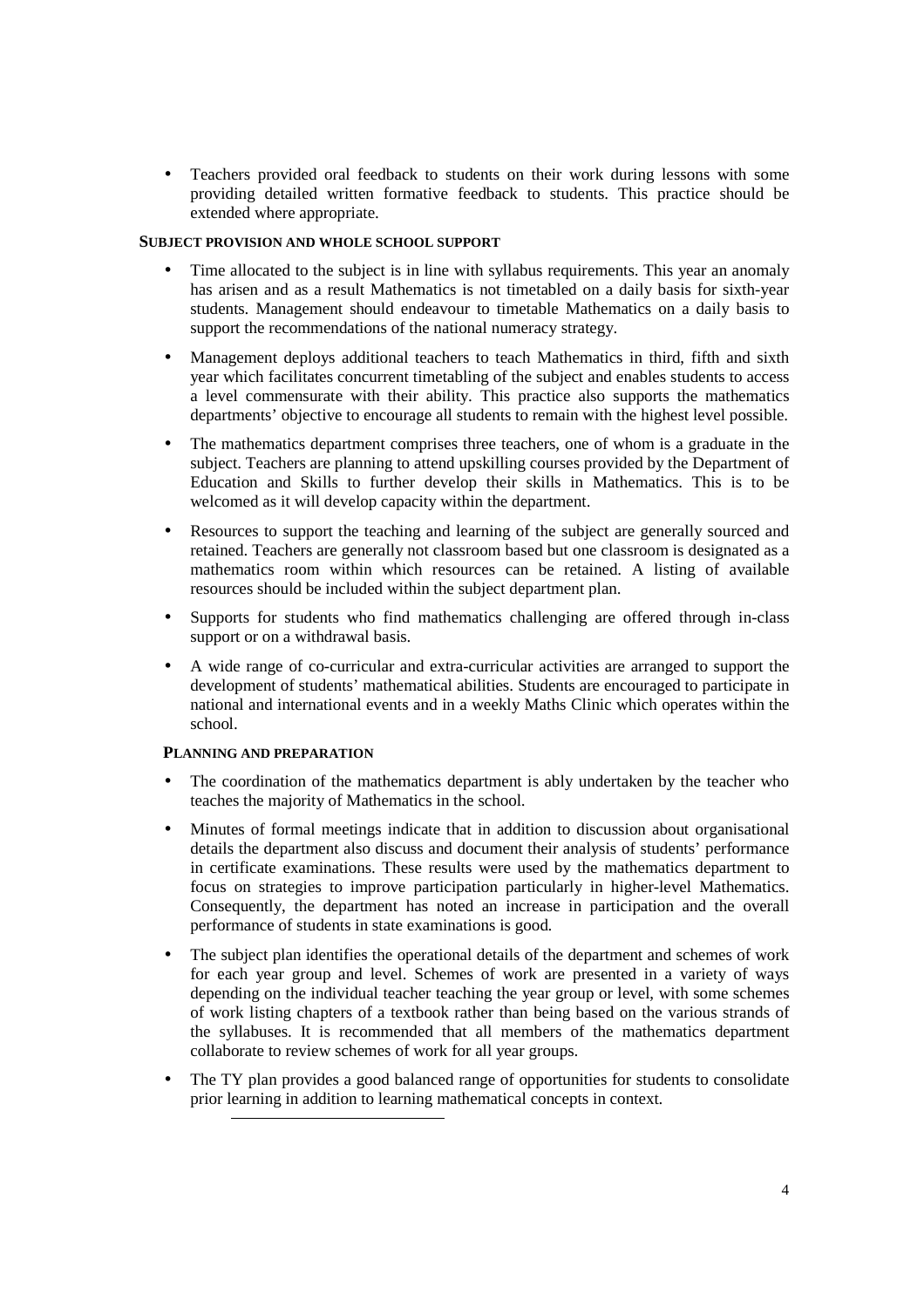- Teachers provided oral feedback to students on their work during lessons with some providing detailed written formative feedback to students. This practice should be extended where appropriate.

### SUBJECT PROVISION AND WHOLE SCHOOL SUPPORT

- Time allocated to the subject is in line with syllabus requirements. This year an anomaly has arisen and as a result Mathematics is not timetabled on a daily basis for sixth-year students. Management should endeavour to timetable Mathematics on a daily basis to support the recommendations of the national numeracy strategy.
- Management deploys additional teachers to teach Mathematics in third, fifth and sixth year which facilitates concurrent timetabling of the subject and enables students to access a level commensurate with their ability. This practice also supports the mathematics departments' objective to encourage all students to remain with the highest level possible.
- The mathematics department comprises three teachers, one of whom is a graduate in the subject. Teachers are planning to attend upskilling courses provided by the Department of Education and Skills to further develop their skills in Mathematics. This is to be welcomed as it will develop capacity within the department.
- Resources to support the teaching and learning of the subject are generally sourced and retained. Teachers are generally not classroom based but one classroom is designated as a mathematics room within which resources can be retained. A listing of available resources should be included within the subject department plan.
- Supports for students who find mathematics challenging are offered through in-class support or on a withdrawal basis.
- A wide range of co-curricular and extra-curricular activities are arranged to support the development of students' mathematical abilities. Students are encouraged to participate in national and international events and in a weekly Maths Clinic which operates within the school.

### PLANNING AND PREPARATION

- The coordination of the mathematics department is ably undertaken by the teacher who teaches the majority of Mathematics in the school.
- Minutes of formal meetings indicate that in addition to discussion about organisational details the department also discuss and document their analysis of students' performance in certificate examinations. These results were used by the mathematics department to focus on strategies to improve participation particularly in higher-level Mathematics. Consequently, the department has noted an increase in participation and the overall performance of students in state examinations is good.
- The subject plan identifies the operational details of the department and schemes of work for each year group and level. Schemes of work are presented in a variety of ways depending on the individual teacher teaching the year group or level, with some schemes of work listing chapters of a textbook rather than being based on the various strands of the syllabuses. It is recommended that all members of the mathematics department collaborate to review schemes of work for all year groups.
- The TY plan provides a good balanced range of opportunities for students to consolidate prior learning in addition to learning mathematical concepts in context.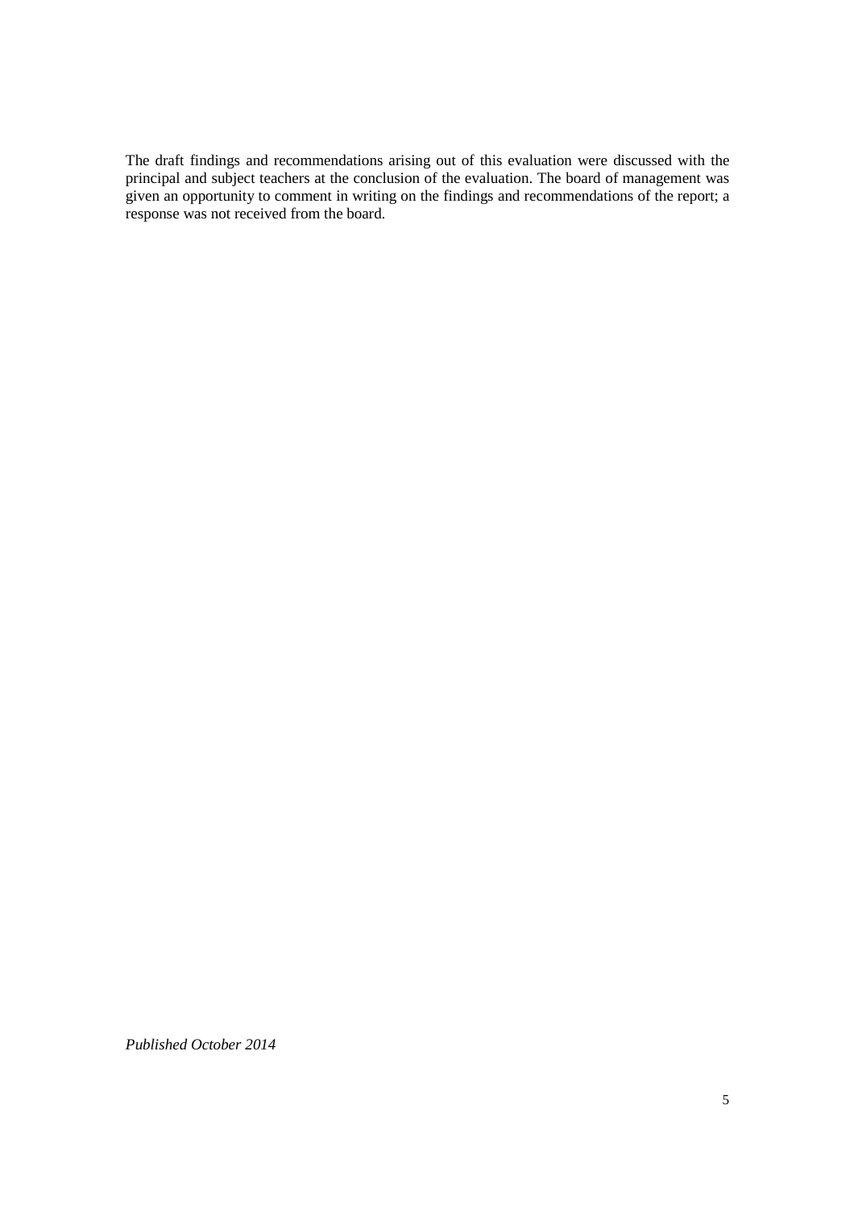The draft findings and recommendations arising out of this evaluation were discussed with the principal and subject teachers at the conclusion of the evaluation. The board of management was given an opportunity to comment in writing on the findings and recommendations of the report; a response was not received from the board.

*Published October 2014*